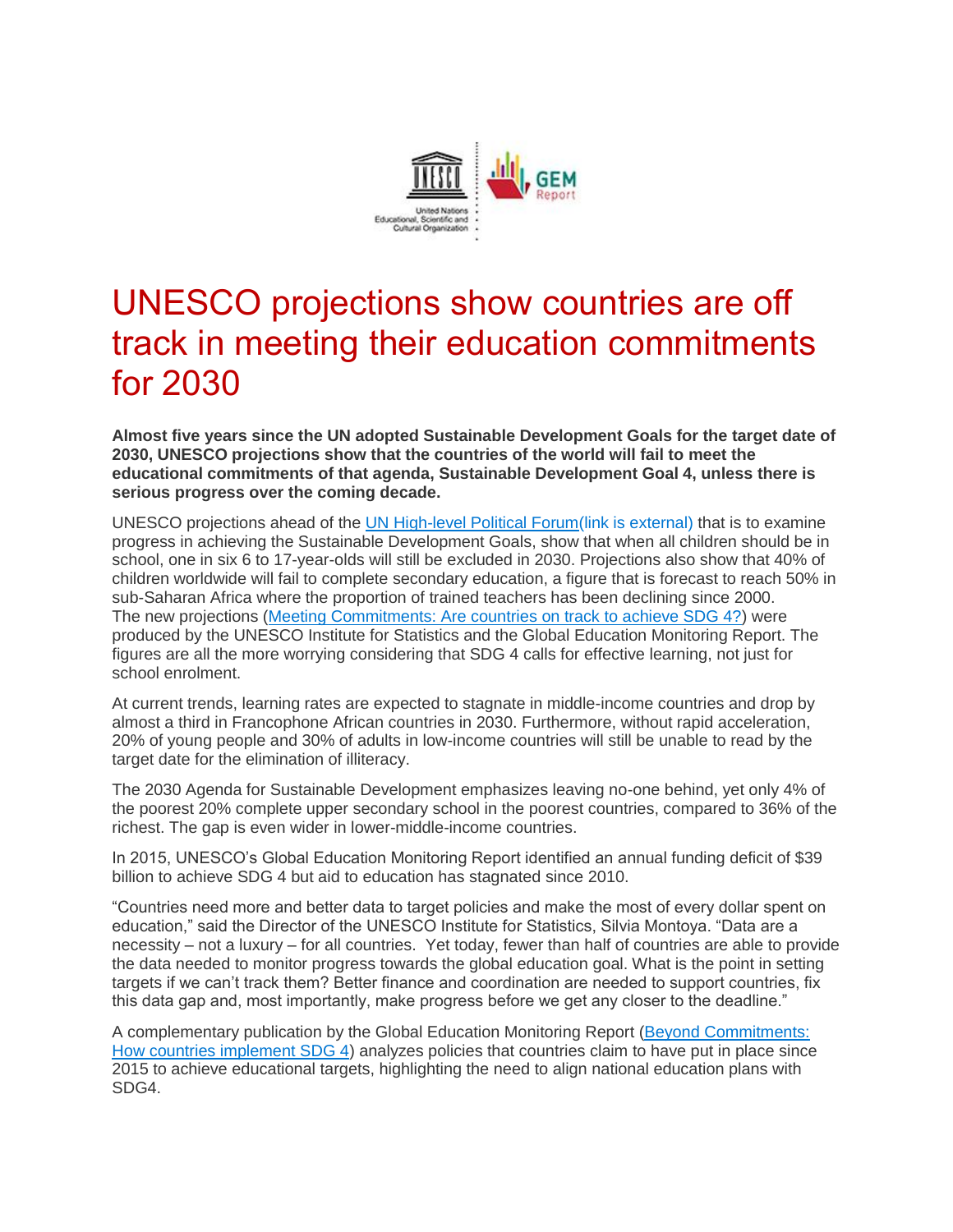# UNESCO projections show countries are off track in meeting their education commitments for 2030

**Almost five years since the UN adopted Sustainable Development Goals for the target date of 2030, UNESCO projections show that the countries of the world will fail to meet the educational commitments of that agenda, Sustainable Development Goal 4, unless there is serious progress over the coming decade.**

UNESCO projections ahead of the [UN High-level Political Forum(link is external)] that is to examine progress in achieving the Sustainable Development Goals, show that when all children should be in school, one in six 6 to 17-year-olds will still be excluded in 2030. Projections also show that 40% of children worldwide will fail to complete secondary education, a figure that is forecast to reach 50% in sub-Saharan Africa where the proportion of trained teachers has been declining since 2000. The new projections ([Meeting Commitments: Are countries on track to achieve SDG 4?]) were produced by the UNESCO Institute for Statistics and the Global Education Monitoring Report. The figures are all the more worrying considering that SDG 4 calls for effective learning, not just for school enrolment.

At current trends, learning rates are expected to stagnate in middle-income countries and drop by almost a third in Francophone African countries in 2030. Furthermore, without rapid acceleration, 20% of young people and 30% of adults in low-income countries will still be unable to read by the target date for the elimination of illiteracy.

The 2030 Agenda for Sustainable Development emphasizes leaving no-one behind, yet only 4% of the poorest 20% complete upper secondary school in the poorest countries, compared to 36% of the richest. The gap is even wider in lower-middle-income countries.

In 2015, UNESCO's Global Education Monitoring Report identified an annual funding deficit of $39 billion to achieve SDG 4 but aid to education has stagnated since 2010.

"Countries need more and better data to target policies and make the most of every dollar spent on education," said the Director of the UNESCO Institute for Statistics, Silvia Montoya. "Data are a necessity – not a luxury – for all countries. Yet today, fewer than half of countries are able to provide the data needed to monitor progress towards the global education goal. What is the point in setting targets if we can't track them? Better finance and coordination are needed to support countries, fix this data gap and, most importantly, make progress before we get any closer to the deadline."

A complementary publication by the Global Education Monitoring Report ([Beyond Commitments: How countries implement SDG 4]) analyzes policies that countries claim to have put in place since 2015 to achieve educational targets, highlighting the need to align national education plans with SDG4.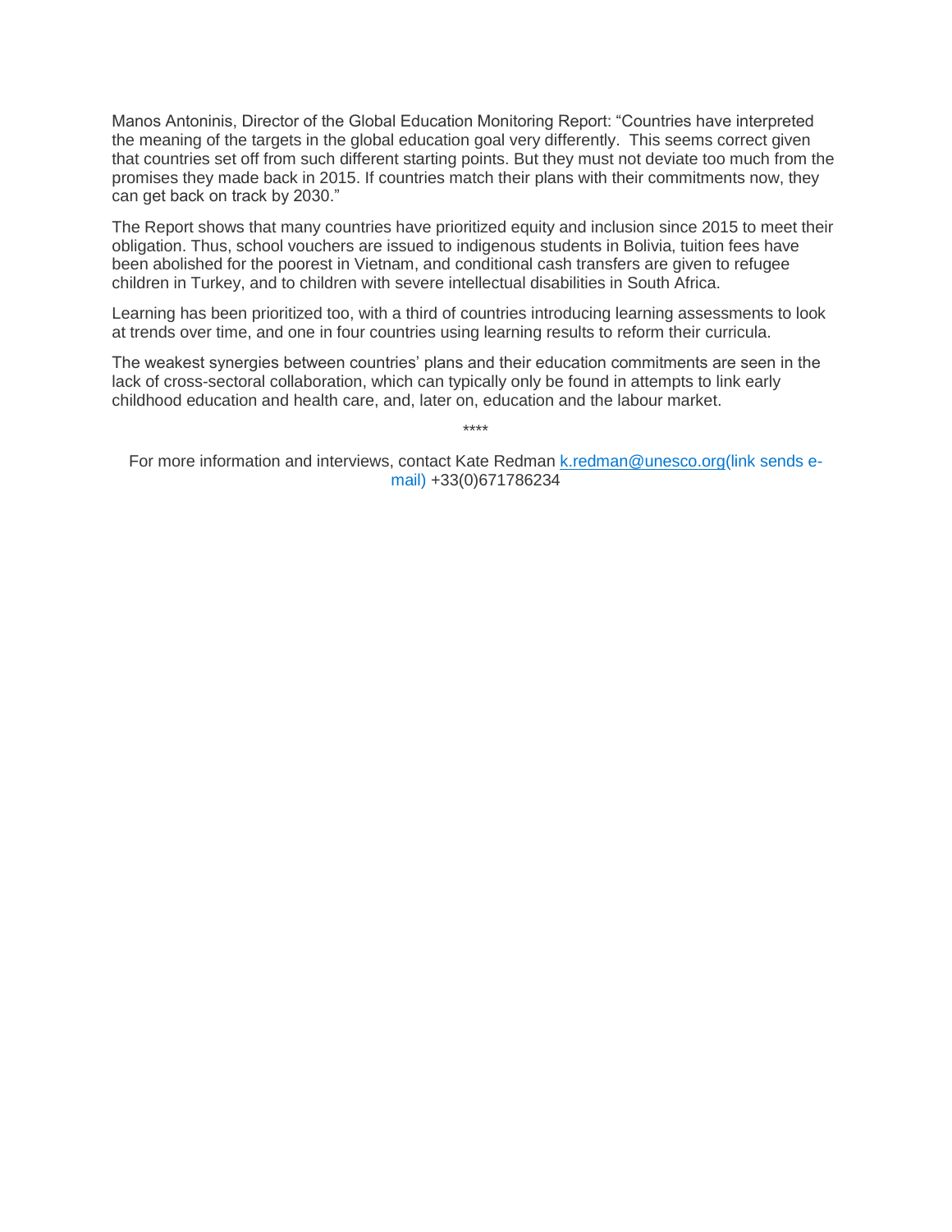Manos Antoninis, Director of the Global Education Monitoring Report: “Countries have interpreted the meaning of the targets in the global education goal very differently.  This seems correct given that countries set off from such different starting points. But they must not deviate too much from the promises they made back in 2015. If countries match their plans with their commitments now, they can get back on track by 2030.”

The Report shows that many countries have prioritized equity and inclusion since 2015 to meet their obligation. Thus, school vouchers are issued to indigenous students in Bolivia, tuition fees have been abolished for the poorest in Vietnam, and conditional cash transfers are given to refugee children in Turkey, and to children with severe intellectual disabilities in South Africa.

Learning has been prioritized too, with a third of countries introducing learning assessments to look at trends over time, and one in four countries using learning results to reform their curricula.

The weakest synergies between countries’ plans and their education commitments are seen in the lack of cross-sectoral collaboration, which can typically only be found in attempts to link early childhood education and health care, and, later on, education and the labour market.

****

For more information and interviews, contact Kate Redman k.redman@unesco.org(link sends e-mail) +33(0)671786234